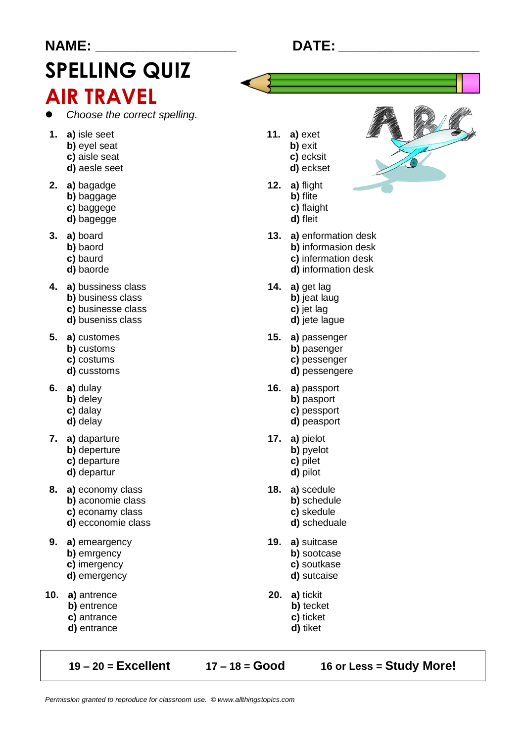**NAME:** ____________________ **DATE:** ____________________

# SPELLING QUIZ

## AIR TRAVEL

- *Choose the correct spelling.*

**1.** **a)** isle seet
**b)** eyel seat
**c)** aisle seat
**d)** aesle seet

**2.** **a)** bagadge
**b)** baggage
**c)** baggege
**d)** bagegge

**3.** **a)** board
**b)** baord
**c)** baurd
**d)** baorde

**4.** **a)** bussiness class
**b)** business class
**c)** businesse class
**d)** buseniss class

**5.** **a)** customes
**b)** customs
**c)** costums
**d)** cusstoms

**6.** **a)** dulay
**b)** deley
**c)** dalay
**d)** delay

**7.** **a)** daparture
**b)** deperture
**c)** departure
**d)** departur

**8.** **a)** economy class
**b)** aconomie class
**c)** econamy class
**d)** ecconomie class

**9.** **a)** emeargency
**b)** emrgency
**c)** imergency
**d)** emergency

**10.** **a)** antrence
**b)** entrence
**c)** antrance
**d)** entrance

**11.** **a)** exet
**b)** exit
**c)** ecksit
**d)** eckset

**12.** **a)** flight
**b)** flite
**c)** flaight
**d)** fleit

**13.** **a)** enformation desk
**b)** informasion desk
**c)** infermation desk
**d)** information desk

**14.** **a)** get lag
**b)** jeat laug
**c)** jet lag
**d)** jete lague

**15.** **a)** passenger
**b)** pasenger
**c)** pessenger
**d)** pessengere

**16.** **a)** passport
**b)** pasport
**c)** pessport
**d)** peasport

**17.** **a)** pielot
**b)** pyelot
**c)** pilet
**d)** pilot

**18.** **a)** scedule
**b)** schedule
**c)** skedule
**d)** scheduale

**19.** **a)** suitcase
**b)** sootcase
**c)** soutkase
**d)** sutcaise

**20.** **a)** tickit
**b)** tecket
**c)** ticket
**d)** tiket

| 19 – 20 = **Excellent** | 17 – 18 = **Good** | 16 or Less = **Study More!** |
|---|---|---|

*Permission granted to reproduce for classroom use. © www.allthingstopics.com*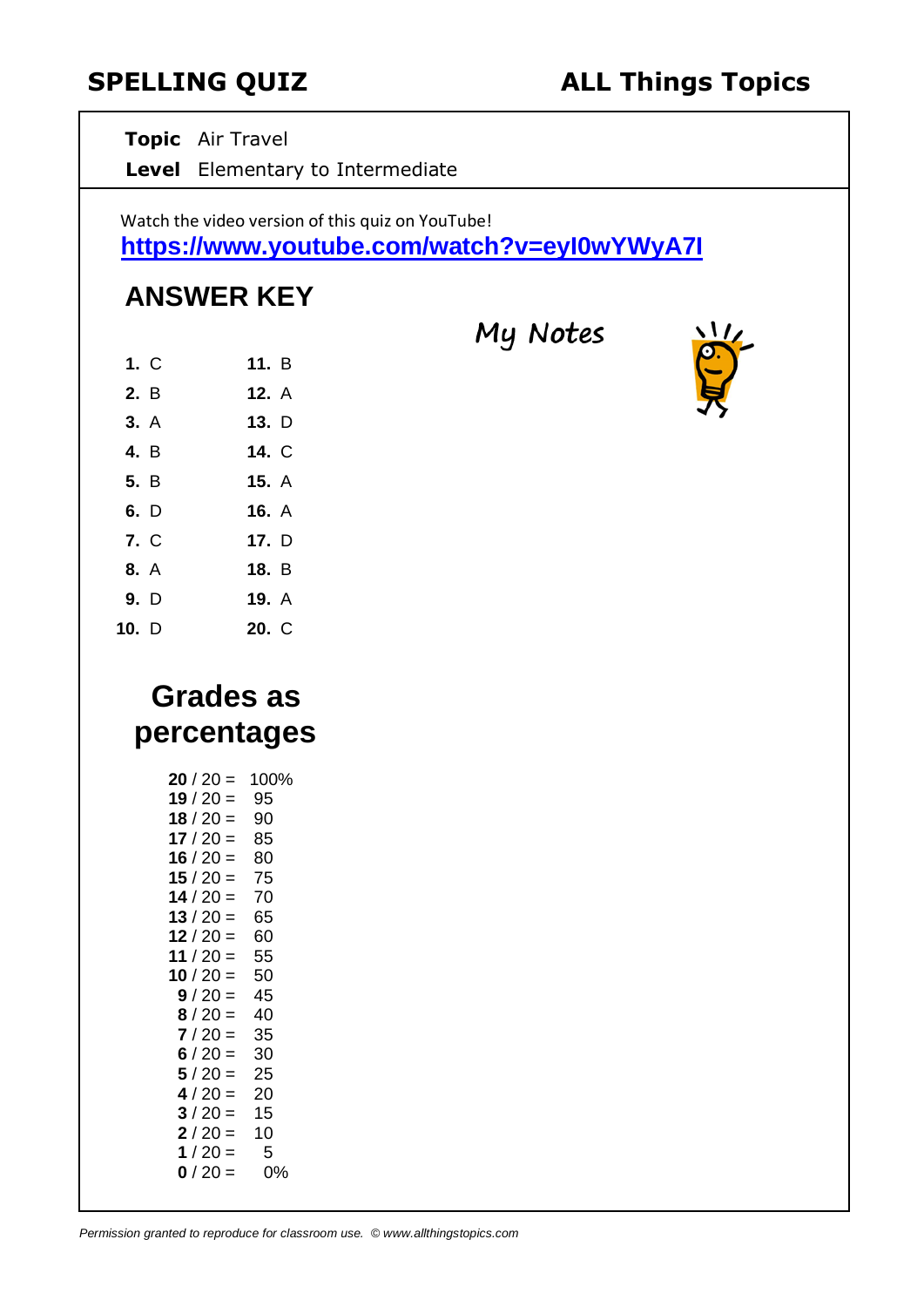**SPELLING QUIZ** **ALL Things Topics**

**Topic** Air Travel

**Level** Elementary to Intermediate

Watch the video version of this quiz on YouTube!

**https://www.youtube.com/watch?v=eyI0wYWyA7I**

## ANSWER KEY

My Notes

| | |
|---|---|
| **1.** C | **11.** B |
| **2.** B | **12.** A |
| **3.** A | **13.** D |
| **4.** B | **14.** C |
| **5.** B | **15.** A |
| **6.** D | **16.** A |
| **7.** C | **17.** D |
| **8.** A | **18.** B |
| **9.** D | **19.** A |
| **10.** D | **20.** C |

## Grades as percentages

**20** / 20 = 100%
**19** / 20 = 95
**18** / 20 = 90
**17** / 20 = 85
**16** / 20 = 80
**15** / 20 = 75
**14** / 20 = 70
**13** / 20 = 65
**12** / 20 = 60
**11** / 20 = 55
**10** / 20 = 50
**9** / 20 = 45
**8** / 20 = 40
**7** / 20 = 35
**6** / 20 = 30
**5** / 20 = 25
**4** / 20 = 20
**3** / 20 = 15
**2** / 20 = 10
**1** / 20 = 5
**0** / 20 = 0%

*Permission granted to reproduce for classroom use. © www.allthingstopics.com*